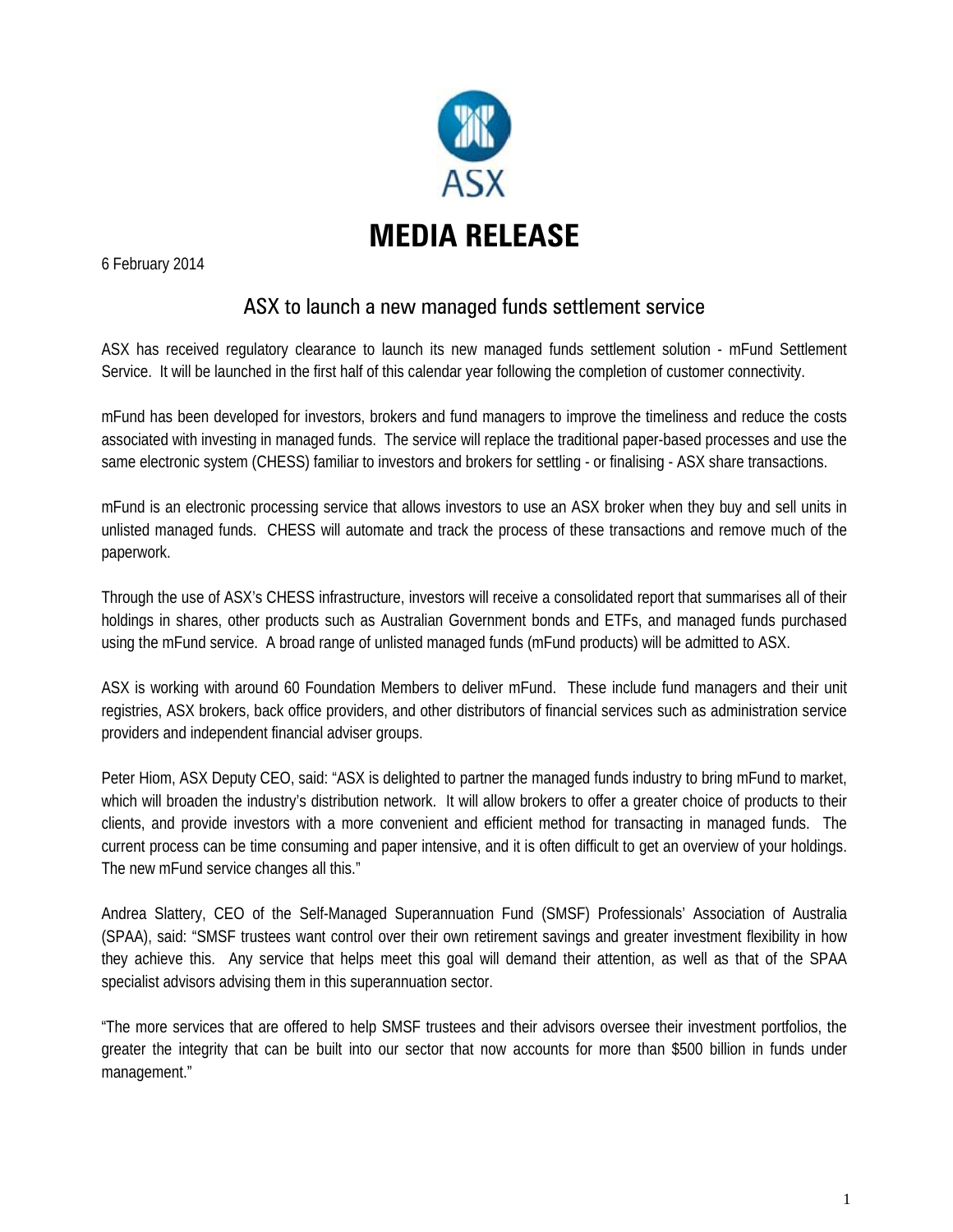# MEDIA RELEASE

6 February 2014

## ASX to launch a new managed funds settlement service

ASX has received regulatory clearance to launch its new managed funds settlement solution - mFund Settlement Service. It will be launched in the first half of this calendar year following the completion of customer connectivity.

mFund has been developed for investors, brokers and fund managers to improve the timeliness and reduce the costs associated with investing in managed funds. The service will replace the traditional paper-based processes and use the same electronic system (CHESS) familiar to investors and brokers for settling - or finalising - ASX share transactions.

mFund is an electronic processing service that allows investors to use an ASX broker when they buy and sell units in unlisted managed funds. CHESS will automate and track the process of these transactions and remove much of the paperwork.

Through the use of ASX's CHESS infrastructure, investors will receive a consolidated report that summarises all of their holdings in shares, other products such as Australian Government bonds and ETFs, and managed funds purchased using the mFund service. A broad range of unlisted managed funds (mFund products) will be admitted to ASX.

ASX is working with around 60 Foundation Members to deliver mFund. These include fund managers and their unit registries, ASX brokers, back office providers, and other distributors of financial services such as administration service providers and independent financial adviser groups.

Peter Hiom, ASX Deputy CEO, said: "ASX is delighted to partner the managed funds industry to bring mFund to market, which will broaden the industry's distribution network. It will allow brokers to offer a greater choice of products to their clients, and provide investors with a more convenient and efficient method for transacting in managed funds. The current process can be time consuming and paper intensive, and it is often difficult to get an overview of your holdings. The new mFund service changes all this."

Andrea Slattery, CEO of the Self-Managed Superannuation Fund (SMSF) Professionals' Association of Australia (SPAA), said: "SMSF trustees want control over their own retirement savings and greater investment flexibility in how they achieve this. Any service that helps meet this goal will demand their attention, as well as that of the SPAA specialist advisors advising them in this superannuation sector.

"The more services that are offered to help SMSF trustees and their advisors oversee their investment portfolios, the greater the integrity that can be built into our sector that now accounts for more than $500 billion in funds under management."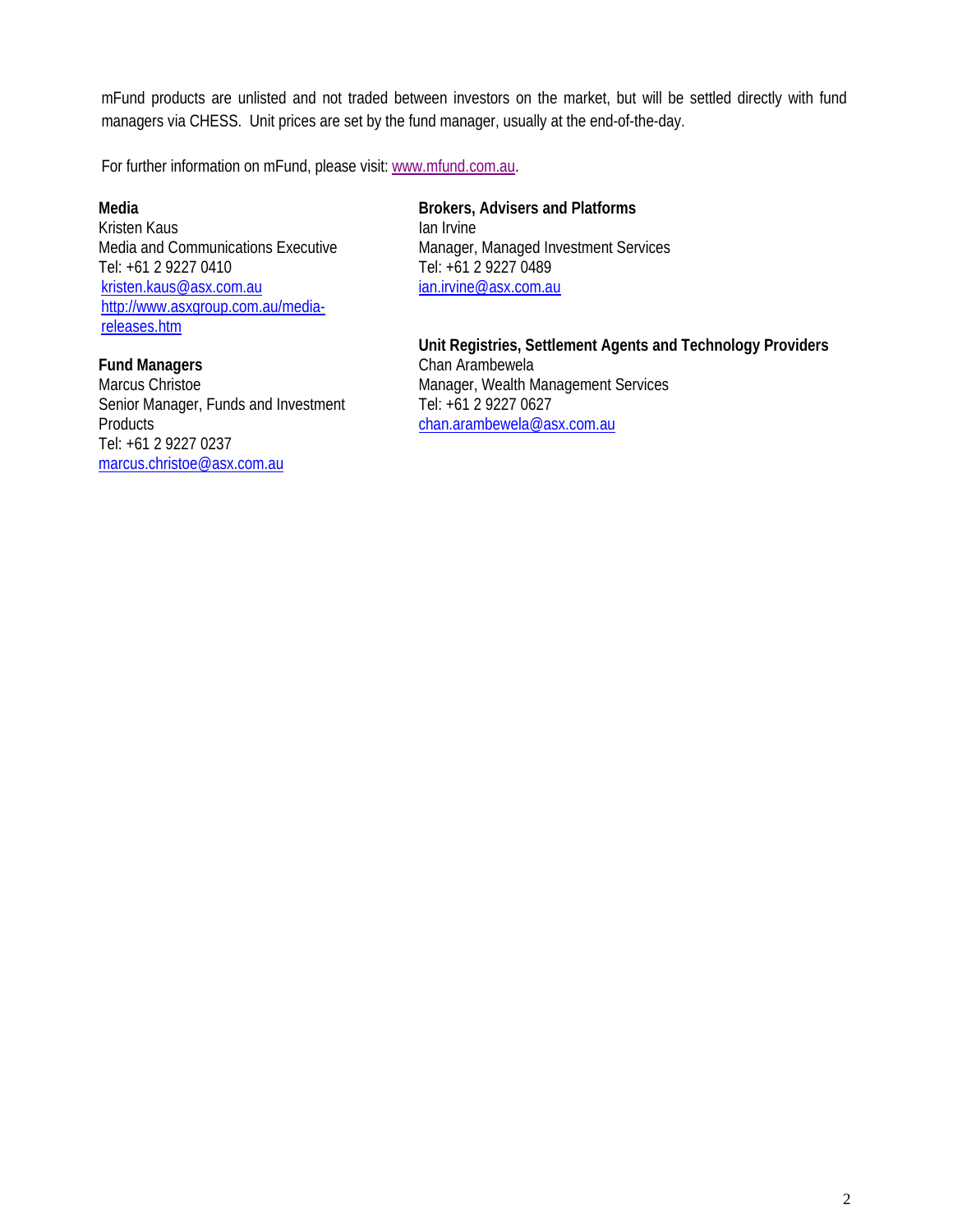mFund products are unlisted and not traded between investors on the market, but will be settled directly with fund managers via CHESS. Unit prices are set by the fund manager, usually at the end-of-the-day.

For further information on mFund, please visit: www.mfund.com.au.

**Media**
Kristen Kaus
Media and Communications Executive
Tel: +61 2 9227 0410
kristen.kaus@asx.com.au
http://www.asxgroup.com.au/media-releases.htm

**Fund Managers**
Marcus Christoe
Senior Manager, Funds and Investment Products
Tel: +61 2 9227 0237
marcus.christoe@asx.com.au

**Brokers, Advisers and Platforms**
Ian Irvine
Manager, Managed Investment Services
Tel: +61 2 9227 0489
ian.irvine@asx.com.au

**Unit Registries, Settlement Agents and Technology Providers**
Chan Arambewela
Manager, Wealth Management Services
Tel: +61 2 9227 0627
chan.arambewela@asx.com.au